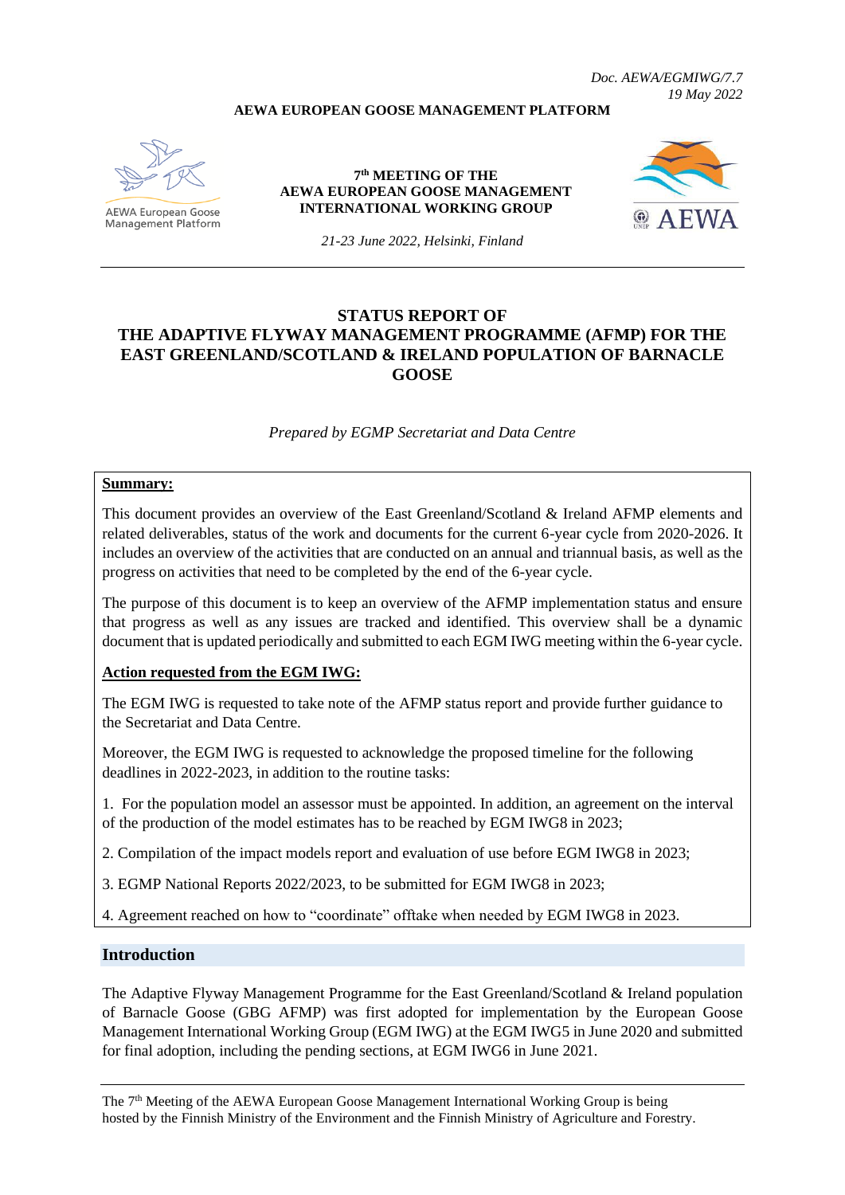*Doc. AEWA/EGMIWG/7.7*
*19 May 2022*

**AEWA EUROPEAN GOOSE MANAGEMENT PLATFORM**

AEWA European Goose Management Platform

**7th MEETING OF THE AEWA EUROPEAN GOOSE MANAGEMENT INTERNATIONAL WORKING GROUP**

*21-23 June 2022, Helsinki, Finland*

AEWA

# STATUS REPORT OF THE ADAPTIVE FLYWAY MANAGEMENT PROGRAMME (AFMP) FOR THE EAST GREENLAND/SCOTLAND & IRELAND POPULATION OF BARNACLE GOOSE

*Prepared by EGMP Secretariat and Data Centre*

**Summary:**

This document provides an overview of the East Greenland/Scotland & Ireland AFMP elements and related deliverables, status of the work and documents for the current 6-year cycle from 2020-2026. It includes an overview of the activities that are conducted on an annual and triannual basis, as well as the progress on activities that need to be completed by the end of the 6-year cycle.

The purpose of this document is to keep an overview of the AFMP implementation status and ensure that progress as well as any issues are tracked and identified. This overview shall be a dynamic document that is updated periodically and submitted to each EGM IWG meeting within the 6-year cycle.

**Action requested from the EGM IWG:**

The EGM IWG is requested to take note of the AFMP status report and provide further guidance to the Secretariat and Data Centre.

Moreover, the EGM IWG is requested to acknowledge the proposed timeline for the following deadlines in 2022-2023, in addition to the routine tasks:

1. For the population model an assessor must be appointed. In addition, an agreement on the interval of the production of the model estimates has to be reached by EGM IWG8 in 2023;

2. Compilation of the impact models report and evaluation of use before EGM IWG8 in 2023;

3. EGMP National Reports 2022/2023, to be submitted for EGM IWG8 in 2023;

4. Agreement reached on how to "coordinate" offtake when needed by EGM IWG8 in 2023.

## Introduction

The Adaptive Flyway Management Programme for the East Greenland/Scotland & Ireland population of Barnacle Goose (GBG AFMP) was first adopted for implementation by the European Goose Management International Working Group (EGM IWG) at the EGM IWG5 in June 2020 and submitted for final adoption, including the pending sections, at EGM IWG6 in June 2021.

The 7th Meeting of the AEWA European Goose Management International Working Group is being hosted by the Finnish Ministry of the Environment and the Finnish Ministry of Agriculture and Forestry.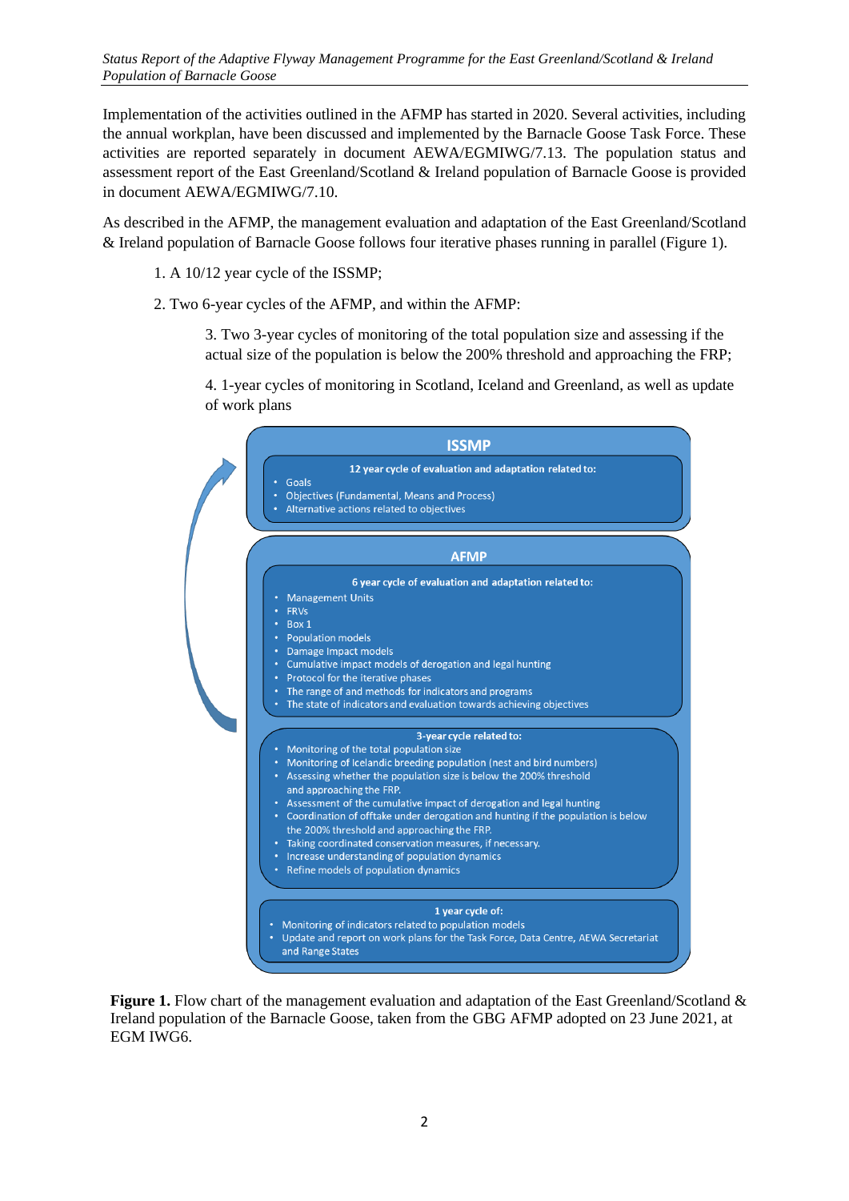Implementation of the activities outlined in the AFMP has started in 2020. Several activities, including the annual workplan, have been discussed and implemented by the Barnacle Goose Task Force. These activities are reported separately in document AEWA/EGMIWG/7.13. The population status and assessment report of the East Greenland/Scotland & Ireland population of Barnacle Goose is provided in document AEWA/EGMIWG/7.10.

As described in the AFMP, the management evaluation and adaptation of the East Greenland/Scotland & Ireland population of Barnacle Goose follows four iterative phases running in parallel (Figure 1).

1. A 10/12 year cycle of the ISSMP;
2. Two 6-year cycles of the AFMP, and within the AFMP:
   3. Two 3-year cycles of monitoring of the total population size and assessing if the actual size of the population is below the 200% threshold and approaching the FRP;
   4. 1-year cycles of monitoring in Scotland, Iceland and Greenland, as well as update of work plans

**ISSMP**

**12 year cycle of evaluation and adaptation related to:**

- Goals
- Objectives (Fundamental, Means and Process)
- Alternative actions related to objectives

**AFMP**

**6 year cycle of evaluation and adaptation related to:**

- Management Units
- FRVs
- Box 1
- Population models
- Damage Impact models
- Cumulative impact models of derogation and legal hunting
- Protocol for the iterative phases
- The range of and methods for indicators and programs
- The state of indicators and evaluation towards achieving objectives

**3-year cycle related to:**

- Monitoring of the total population size
- Monitoring of Icelandic breeding population (nest and bird numbers)
- Assessing whether the population size is below the 200% threshold and approaching the FRP.
- Assessment of the cumulative impact of derogation and legal hunting
- Coordination of offtake under derogation and hunting if the population is below the 200% threshold and approaching the FRP.
- Taking coordinated conservation measures, if necessary.
- Increase understanding of population dynamics
- Refine models of population dynamics

**1 year cycle of:**

- Monitoring of indicators related to population models
- Update and report on work plans for the Task Force, Data Centre, AEWA Secretariat and Range States

**Figure 1.** Flow chart of the management evaluation and adaptation of the East Greenland/Scotland & Ireland population of the Barnacle Goose, taken from the GBG AFMP adopted on 23 June 2021, at EGM IWG6.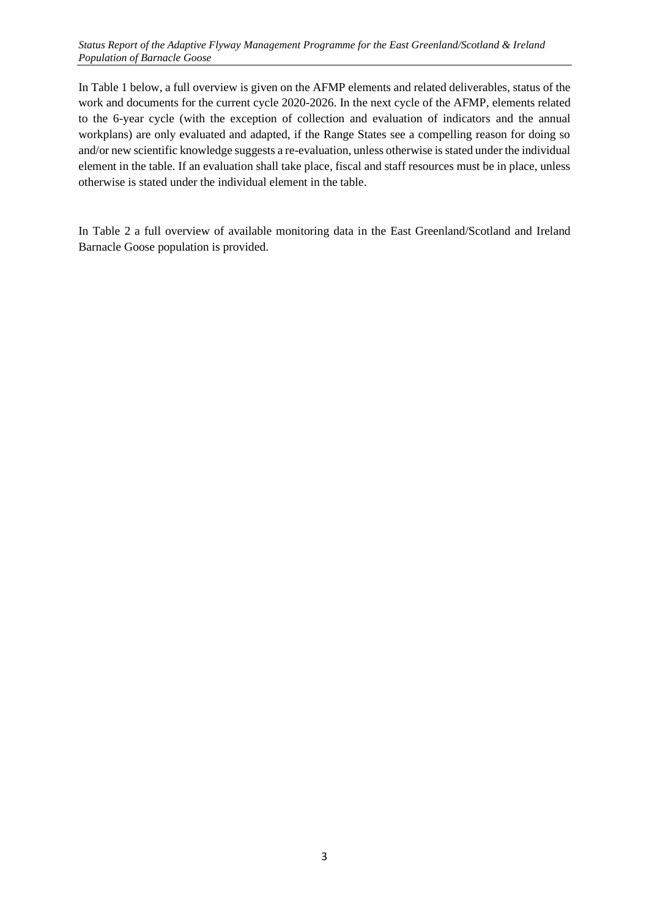In Table 1 below, a full overview is given on the AFMP elements and related deliverables, status of the work and documents for the current cycle 2020-2026. In the next cycle of the AFMP, elements related to the 6-year cycle (with the exception of collection and evaluation of indicators and the annual workplans) are only evaluated and adapted, if the Range States see a compelling reason for doing so and/or new scientific knowledge suggests a re-evaluation, unless otherwise is stated under the individual element in the table. If an evaluation shall take place, fiscal and staff resources must be in place, unless otherwise is stated under the individual element in the table.

In Table 2 a full overview of available monitoring data in the East Greenland/Scotland and Ireland Barnacle Goose population is provided.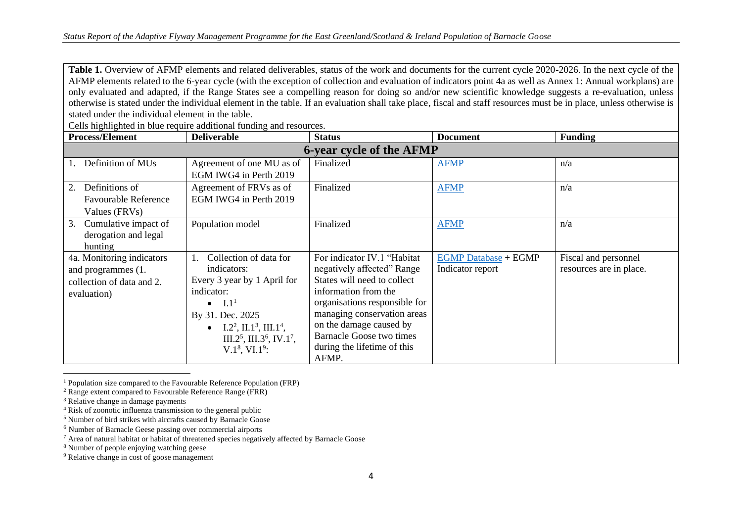**Table 1.** Overview of AFMP elements and related deliverables, status of the work and documents for the current cycle 2020-2026. In the next cycle of the AFMP elements related to the 6-year cycle (with the exception of collection and evaluation of indicators point 4a as well as Annex 1: Annual workplans) are only evaluated and adapted, if the Range States see a compelling reason for doing so and/or new scientific knowledge suggests a re-evaluation, unless otherwise is stated under the individual element in the table. If an evaluation shall take place, fiscal and staff resources must be in place, unless otherwise is stated under the individual element in the table.

Cells highlighted in blue require additional funding and resources.

| Process/Element | Deliverable | Status | Document | Funding |
|---|---|---|---|---|
| **6-year cycle of the AFMP** | | | | |
| 1. Definition of MUs | Agreement of one MU as of EGM IWG4 in Perth 2019 | Finalized | AFMP | n/a |
| 2. Definitions of Favourable Reference Values (FRVs) | Agreement of FRVs as of EGM IWG4 in Perth 2019 | Finalized | AFMP | n/a |
| 3. Cumulative impact of derogation and legal hunting | Population model | Finalized | AFMP | n/a |
| 4a. Monitoring indicators and programmes (1. collection of data and 2. evaluation) | 1. Collection of data for indicators: Every 3 year by 1 April for indicator: <br>• I.1[1] <br>By 31. Dec. 2025 <br>• I.2[2], II.1[3], III.1[4], III.2[5], III.3[6], IV.1[7], V.1[8], VI.1[9]: | For indicator IV.1 "Habitat negatively affected" Range States will need to collect information from the organisations responsible for managing conservation areas on the damage caused by Barnacle Goose two times during the lifetime of this AFMP. | EGMP Database + EGMP Indicator report | Fiscal and personnel resources are in place. |

[1] Population size compared to the Favourable Reference Population (FRP)
[2] Range extent compared to Favourable Reference Range (FRR)
[3] Relative change in damage payments
[4] Risk of zoonotic influenza transmission to the general public
[5] Number of bird strikes with aircrafts caused by Barnacle Goose
[6] Number of Barnacle Geese passing over commercial airports
[7] Area of natural habitat or habitat of threatened species negatively affected by Barnacle Goose
[8] Number of people enjoying watching geese
[9] Relative change in cost of goose management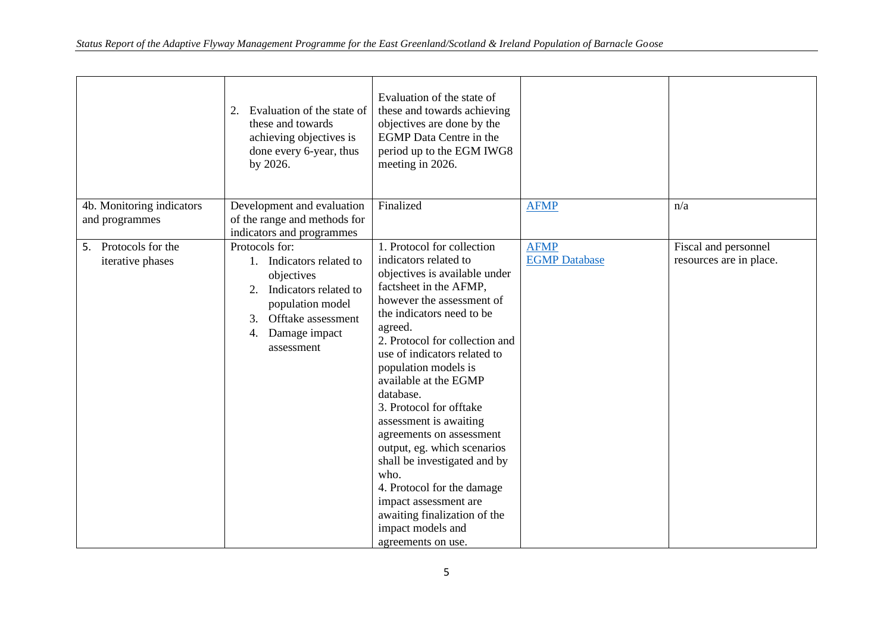| | | | | |
|---|---|---|---|---|
| | 2. Evaluation of the state of these and towards achieving objectives is done every 6-year, thus by 2026. | Evaluation of the state of these and towards achieving objectives are done by the EGMP Data Centre in the period up to the EGM IWG8 meeting in 2026. | | |
| 4b. Monitoring indicators and programmes | Development and evaluation of the range and methods for indicators and programmes | Finalized | [AFMP]() | n/a |
| 5. Protocols for the iterative phases | Protocols for:<br>1. Indicators related to objectives<br>2. Indicators related to population model<br>3. Offtake assessment<br>4. Damage impact assessment | 1. Protocol for collection indicators related to objectives is available under factsheet in the AFMP, however the assessment of the indicators need to be agreed.<br>2. Protocol for collection and use of indicators related to population models is available at the EGMP database.<br>3. Protocol for offtake assessment is awaiting agreements on assessment output, eg. which scenarios shall be investigated and by who.<br>4. Protocol for the damage impact assessment are awaiting finalization of the impact models and agreements on use. | [AFMP]()<br>[EGMP Database]() | Fiscal and personnel resources are in place. |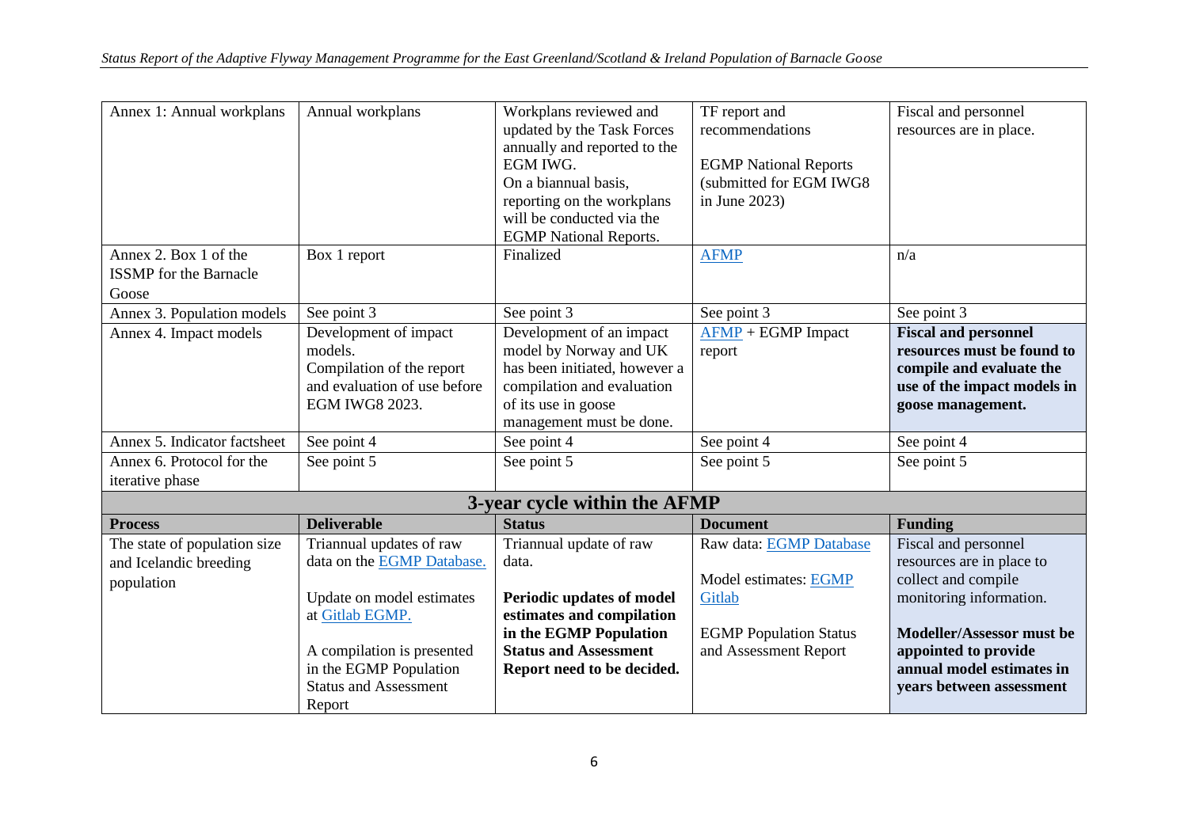| | | | | |
|---|---|---|---|---|
| Annex 1: Annual workplans | Annual workplans | Workplans reviewed and updated by the Task Forces annually and reported to the EGM IWG.<br>On a biannual basis, reporting on the workplans will be conducted via the EGMP National Reports. | TF report and recommendations<br><br>EGMP National Reports (submitted for EGM IWG8 in June 2023) | Fiscal and personnel resources are in place. |
| Annex 2. Box 1 of the ISSMP for the Barnacle Goose | Box 1 report | Finalized | [AFMP]() | n/a |
| Annex 3. Population models | See point 3 | See point 3 | See point 3 | See point 3 |
| Annex 4. Impact models | Development of impact models.<br>Compilation of the report and evaluation of use before EGM IWG8 2023. | Development of an impact model by Norway and UK has been initiated, however a compilation and evaluation of its use in goose management must be done. | [AFMP]() + EGMP Impact report | **Fiscal and personnel resources must be found to compile and evaluate the use of the impact models in goose management.** |
| Annex 5. Indicator factsheet | See point 4 | See point 4 | See point 4 | See point 4 |
| Annex 6. Protocol for the iterative phase | See point 5 | See point 5 | See point 5 | See point 5 |
| **3-year cycle within the AFMP** | | | | |
| **Process** | **Deliverable** | **Status** | **Document** | **Funding** |
| The state of population size and Icelandic breeding population | Triannual updates of raw data on the [EGMP Database.]()<br><br>Update on model estimates at [Gitlab EGMP.]()<br><br>A compilation is presented in the EGMP Population Status and Assessment Report | Triannual update of raw data.<br><br>**Periodic updates of model estimates and compilation in the EGMP Population Status and Assessment Report need to be decided.** | Raw data: [EGMP Database]()<br><br>Model estimates: [EGMP Gitlab]()<br><br>EGMP Population Status and Assessment Report | Fiscal and personnel resources are in place to collect and compile monitoring information.<br><br>**Modeller/Assessor must be appointed to provide annual model estimates in years between assessment** |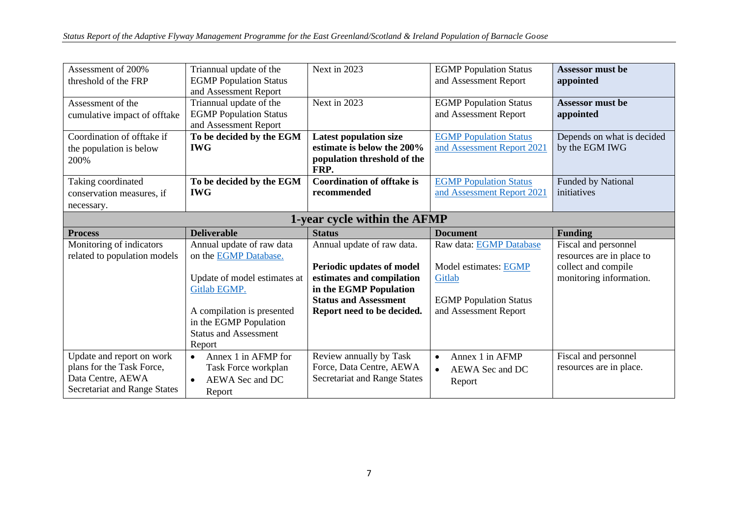| Assessment of 200% threshold of the FRP | Triannual update of the EGMP Population Status and Assessment Report | Next in 2023 | EGMP Population Status and Assessment Report | **Assessor must be appointed** |
|---|---|---|---|---|
| Assessment of the cumulative impact of offtake | Triannual update of the EGMP Population Status and Assessment Report | Next in 2023 | EGMP Population Status and Assessment Report | **Assessor must be appointed** |
| Coordination of offtake if the population is below 200% | **To be decided by the EGM IWG** | **Latest population size estimate is below the 200% population threshold of the FRP.** | EGMP Population Status and Assessment Report 2021 | Depends on what is decided by the EGM IWG |
| Taking coordinated conservation measures, if necessary. | **To be decided by the EGM IWG** | **Coordination of offtake is recommended** | EGMP Population Status and Assessment Report 2021 | Funded by National initiatives |
| **1-year cycle within the AFMP** | | | | |
| **Process** | **Deliverable** | **Status** | **Document** | **Funding** |
| Monitoring of indicators related to population models | Annual update of raw data on the EGMP Database.<br><br>Update of model estimates at Gitlab EGMP.<br><br>A compilation is presented in the EGMP Population Status and Assessment Report | Annual update of raw data.<br><br>**Periodic updates of model estimates and compilation in the EGMP Population Status and Assessment Report need to be decided.** | Raw data: EGMP Database<br><br>Model estimates: EGMP Gitlab<br><br>EGMP Population Status and Assessment Report | Fiscal and personnel resources are in place to collect and compile monitoring information. |
| Update and report on work plans for the Task Force, Data Centre, AEWA Secretariat and Range States | • Annex 1 in AFMP for Task Force workplan<br>• AEWA Sec and DC Report | Review annually by Task Force, Data Centre, AEWA Secretariat and Range States | • Annex 1 in AFMP<br>• AEWA Sec and DC Report | Fiscal and personnel resources are in place. |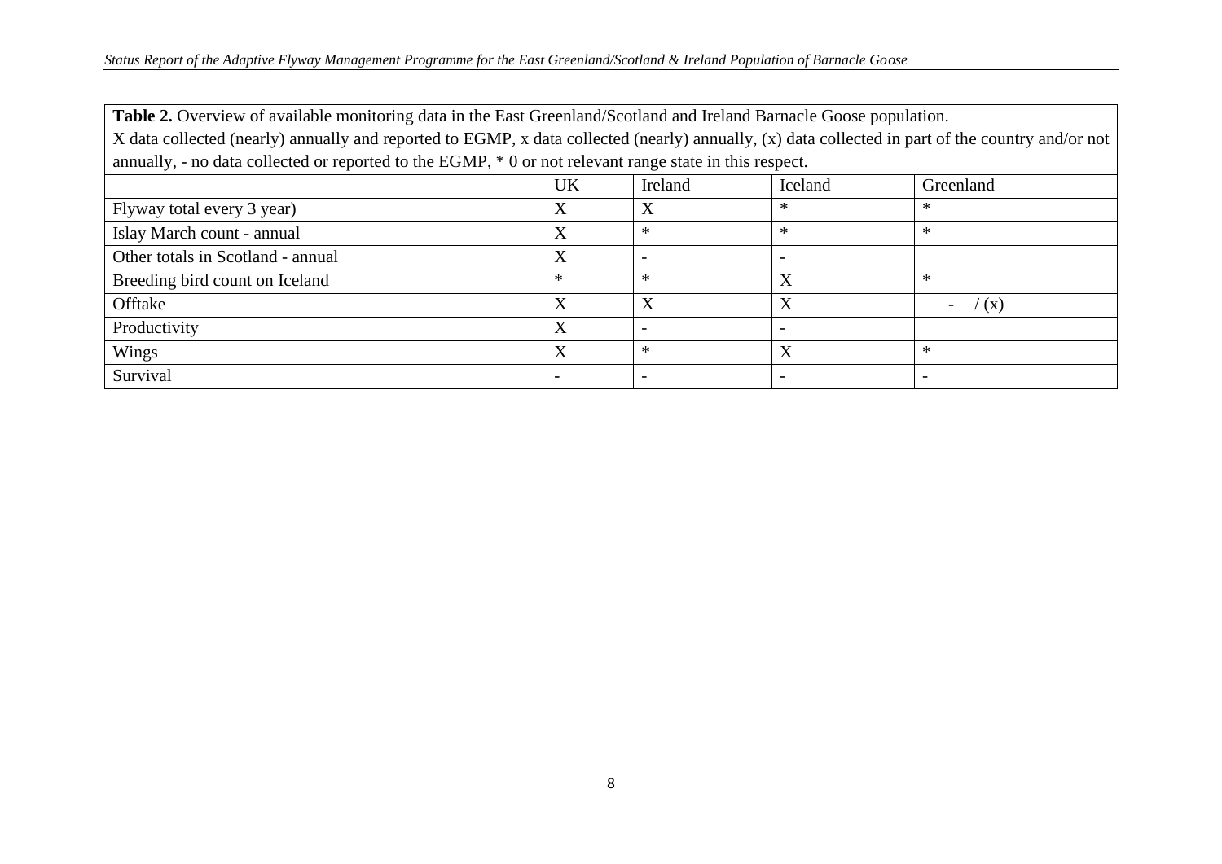**Table 2.** Overview of available monitoring data in the East Greenland/Scotland and Ireland Barnacle Goose population.
X data collected (nearly) annually and reported to EGMP, x data collected (nearly) annually, (x) data collected in part of the country and/or not annually, - no data collected or reported to the EGMP, * 0 or not relevant range state in this respect.

| | UK | Ireland | Iceland | Greenland |
|---|---|---|---|---|
| Flyway total every 3 year) | X | X | * | * |
| Islay March count - annual | X | * | * | * |
| Other totals in Scotland - annual | X | - | - | |
| Breeding bird count on Iceland | * | * | X | * |
| Offtake | X | X | X | - / (x) |
| Productivity | X | - | - | |
| Wings | X | * | X | * |
| Survival | - | - | - | - |